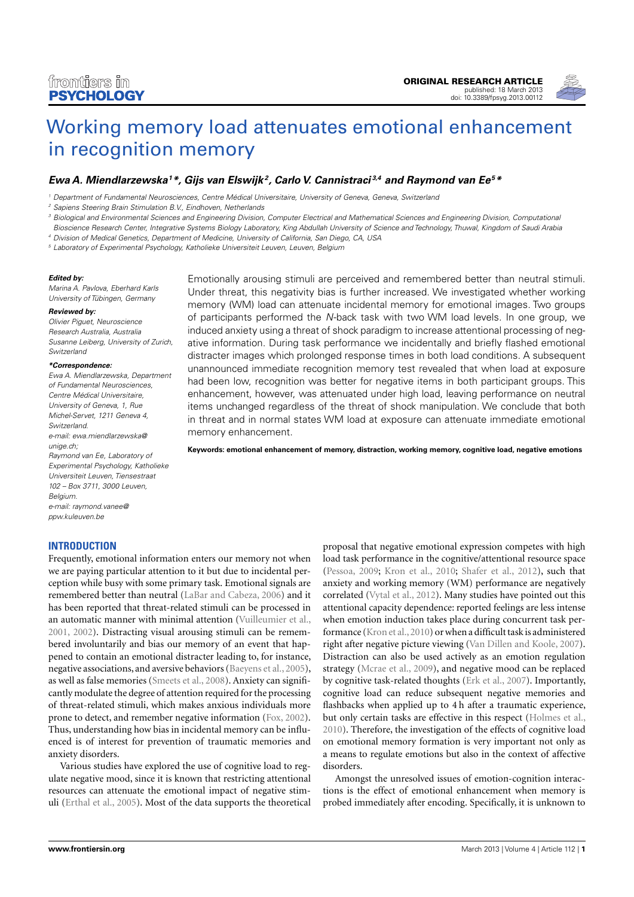ORIGINAL RESEARCH ARTICLE
published: 18 March 2013
doi: 10.3389/fpsyg.2013.00112

# Working memory load attenuates emotional enhancement in recognition memory

***Ewa A. Miendlarzewska[1]\*, Gijs van Elswijk[2], Carlo V. Cannistraci[3,4] and Raymond van Ee[5]\****

[1] Department of Fundamental Neurosciences, Centre Médical Universitaire, University of Geneva, Geneva, Switzerland
[2] Sapiens Steering Brain Stimulation B.V., Eindhoven, Netherlands
[3] Biological and Environmental Sciences and Engineering Division, Computer Electrical and Mathematical Sciences and Engineering Division, Computational Bioscience Research Center, Integrative Systems Biology Laboratory, King Abdullah University of Science and Technology, Thuwal, Kingdom of Saudi Arabia
[4] Division of Medical Genetics, Department of Medicine, University of California, San Diego, CA, USA
[5] Laboratory of Experimental Psychology, Katholieke Universiteit Leuven, Leuven, Belgium

***Edited by:***
*Marina A. Pavlova, Eberhard Karls University of Tübingen, Germany*

***Reviewed by:***
*Olivier Piguet, Neuroscience Research Australia, Australia*
*Susanne Leiberg, University of Zurich, Switzerland*

***\*Correspondence:***
*Ewa A. Miendlarzewska, Department of Fundamental Neurosciences, Centre Médical Universitaire, University of Geneva, 1, Rue Michel-Servet, 1211 Geneva 4, Switzerland.*
*e-mail: ewa.miendlarzewska@unige.ch;*
*Raymond van Ee, Laboratory of Experimental Psychology, Katholieke Universiteit Leuven, Tiensestraat 102 – Box 3711, 3000 Leuven, Belgium.*
*e-mail: raymond.vanee@ppw.kuleuven.be*

Emotionally arousing stimuli are perceived and remembered better than neutral stimuli. Under threat, this negativity bias is further increased. We investigated whether working memory (WM) load can attenuate incidental memory for emotional images. Two groups of participants performed the *N*-back task with two WM load levels. In one group, we induced anxiety using a threat of shock paradigm to increase attentional processing of negative information. During task performance we incidentally and briefly flashed emotional distracter images which prolonged response times in both load conditions. A subsequent unannounced immediate recognition memory test revealed that when load at exposure had been low, recognition was better for negative items in both participant groups. This enhancement, however, was attenuated under high load, leaving performance on neutral items unchanged regardless of the threat of shock manipulation. We conclude that both in threat and in normal states WM load at exposure can attenuate immediate emotional memory enhancement.

**Keywords: emotional enhancement of memory, distraction, working memory, cognitive load, negative emotions**

## INTRODUCTION

Frequently, emotional information enters our memory not when we are paying particular attention to it but due to incidental perception while busy with some primary task. Emotional signals are remembered better than neutral (LaBar and Cabeza, 2006) and it has been reported that threat-related stimuli can be processed in an automatic manner with minimal attention (Vuilleumier et al., 2001, 2002). Distracting visual arousing stimuli can be remembered involuntarily and bias our memory of an event that happened to contain an emotional distracter leading to, for instance, negative associations, and aversive behaviors (Baeyens et al., 2005), as well as false memories (Smeets et al., 2008). Anxiety can significantly modulate the degree of attention required for the processing of threat-related stimuli, which makes anxious individuals more prone to detect, and remember negative information (Fox, 2002). Thus, understanding how bias in incidental memory can be influenced is of interest for prevention of traumatic memories and anxiety disorders.

Various studies have explored the use of cognitive load to regulate negative mood, since it is known that restricting attentional resources can attenuate the emotional impact of negative stimuli (Erthal et al., 2005). Most of the data supports the theoretical proposal that negative emotional expression competes with high load task performance in the cognitive/attentional resource space (Pessoa, 2009; Kron et al., 2010; Shafer et al., 2012), such that anxiety and working memory (WM) performance are negatively correlated (Vytal et al., 2012). Many studies have pointed out this attentional capacity dependence: reported feelings are less intense when emotion induction takes place during concurrent task performance (Kron et al., 2010) or when a difficult task is administered right after negative picture viewing (Van Dillen and Koole, 2007). Distraction can also be used actively as an emotion regulation strategy (Mcrae et al., 2009), and negative mood can be replaced by cognitive task-related thoughts (Erk et al., 2007). Importantly, cognitive load can reduce subsequent negative memories and flashbacks when applied up to 4 h after a traumatic experience, but only certain tasks are effective in this respect (Holmes et al., 2010). Therefore, the investigation of the effects of cognitive load on emotional memory formation is very important not only as a means to regulate emotions but also in the context of affective disorders.

Amongst the unresolved issues of emotion-cognition interactions is the effect of emotional enhancement when memory is probed immediately after encoding. Specifically, it is unknown to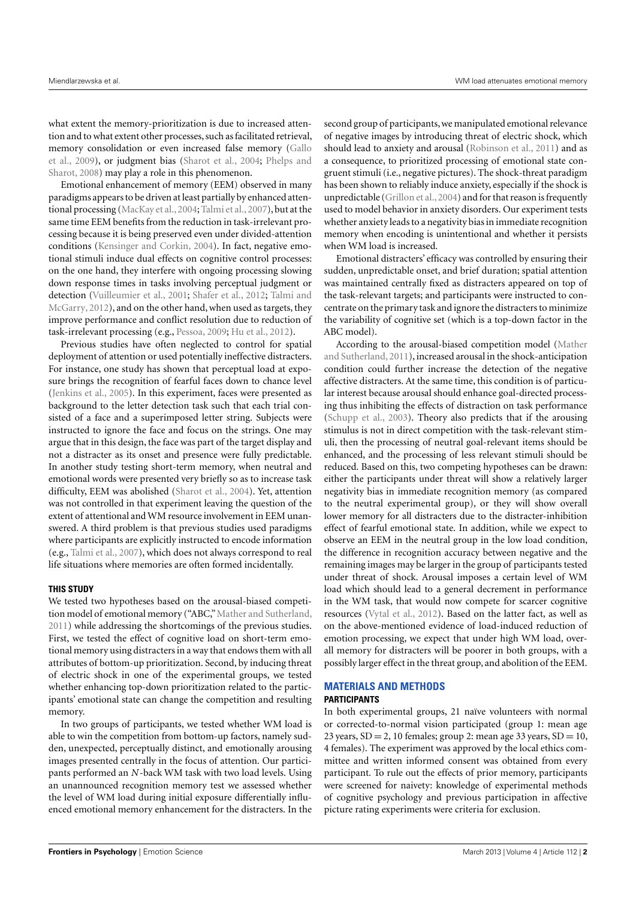what extent the memory-prioritization is due to increased attention and to what extent other processes, such as facilitated retrieval, memory consolidation or even increased false memory (Gallo et al., 2009), or judgment bias (Sharot et al., 2004; Phelps and Sharot, 2008) may play a role in this phenomenon.

Emotional enhancement of memory (EEM) observed in many paradigms appears to be driven at least partially by enhanced attentional processing (MacKay et al., 2004; Talmi et al., 2007), but at the same time EEM benefits from the reduction in task-irrelevant processing because it is being preserved even under divided-attention conditions (Kensinger and Corkin, 2004). In fact, negative emotional stimuli induce dual effects on cognitive control processes: on the one hand, they interfere with ongoing processing slowing down response times in tasks involving perceptual judgment or detection (Vuilleumier et al., 2001; Shafer et al., 2012; Talmi and McGarry, 2012), and on the other hand, when used as targets, they improve performance and conflict resolution due to reduction of task-irrelevant processing (e.g., Pessoa, 2009; Hu et al., 2012).

Previous studies have often neglected to control for spatial deployment of attention or used potentially ineffective distracters. For instance, one study has shown that perceptual load at exposure brings the recognition of fearful faces down to chance level (Jenkins et al., 2005). In this experiment, faces were presented as background to the letter detection task such that each trial consisted of a face and a superimposed letter string. Subjects were instructed to ignore the face and focus on the strings. One may argue that in this design, the face was part of the target display and not a distracter as its onset and presence were fully predictable. In another study testing short-term memory, when neutral and emotional words were presented very briefly so as to increase task difficulty, EEM was abolished (Sharot et al., 2004). Yet, attention was not controlled in that experiment leaving the question of the extent of attentional and WM resource involvement in EEM unanswered. A third problem is that previous studies used paradigms where participants are explicitly instructed to encode information (e.g., Talmi et al., 2007), which does not always correspond to real life situations where memories are often formed incidentally.

### THIS STUDY

We tested two hypotheses based on the arousal-biased competition model of emotional memory ("ABC," Mather and Sutherland, 2011) while addressing the shortcomings of the previous studies. First, we tested the effect of cognitive load on short-term emotional memory using distracters in a way that endows them with all attributes of bottom-up prioritization. Second, by inducing threat of electric shock in one of the experimental groups, we tested whether enhancing top-down prioritization related to the participants' emotional state can change the competition and resulting memory.

In two groups of participants, we tested whether WM load is able to win the competition from bottom-up factors, namely sudden, unexpected, perceptually distinct, and emotionally arousing images presented centrally in the focus of attention. Our participants performed an *N*-back WM task with two load levels. Using an unannounced recognition memory test we assessed whether the level of WM load during initial exposure differentially influenced emotional memory enhancement for the distracters. In the second group of participants, we manipulated emotional relevance of negative images by introducing threat of electric shock, which should lead to anxiety and arousal (Robinson et al., 2011) and as a consequence, to prioritized processing of emotional state congruent stimuli (i.e., negative pictures). The shock-threat paradigm has been shown to reliably induce anxiety, especially if the shock is unpredictable (Grillon et al., 2004) and for that reason is frequently used to model behavior in anxiety disorders. Our experiment tests whether anxiety leads to a negativity bias in immediate recognition memory when encoding is unintentional and whether it persists when WM load is increased.

Emotional distracters' efficacy was controlled by ensuring their sudden, unpredictable onset, and brief duration; spatial attention was maintained centrally fixed as distracters appeared on top of the task-relevant targets; and participants were instructed to concentrate on the primary task and ignore the distracters to minimize the variability of cognitive set (which is a top-down factor in the ABC model).

According to the arousal-biased competition model (Mather and Sutherland, 2011), increased arousal in the shock-anticipation condition could further increase the detection of the negative affective distracters. At the same time, this condition is of particular interest because arousal should enhance goal-directed processing thus inhibiting the effects of distraction on task performance (Schupp et al., 2003). Theory also predicts that if the arousing stimulus is not in direct competition with the task-relevant stimuli, then the processing of neutral goal-relevant items should be enhanced, and the processing of less relevant stimuli should be reduced. Based on this, two competing hypotheses can be drawn: either the participants under threat will show a relatively larger negativity bias in immediate recognition memory (as compared to the neutral experimental group), or they will show overall lower memory for all distracters due to the distracter-inhibition effect of fearful emotional state. In addition, while we expect to observe an EEM in the neutral group in the low load condition, the difference in recognition accuracy between negative and the remaining images may be larger in the group of participants tested under threat of shock. Arousal imposes a certain level of WM load which should lead to a general decrement in performance in the WM task, that would now compete for scarcer cognitive resources (Vytal et al., 2012). Based on the latter fact, as well as on the above-mentioned evidence of load-induced reduction of emotion processing, we expect that under high WM load, overall memory for distracters will be poorer in both groups, with a possibly larger effect in the threat group, and abolition of the EEM.

## MATERIALS AND METHODS

### PARTICIPANTS

In both experimental groups, 21 naïve volunteers with normal or corrected-to-normal vision participated (group 1: mean age 23 years, SD = 2, 10 females; group 2: mean age 33 years, SD = 10, 4 females). The experiment was approved by the local ethics committee and written informed consent was obtained from every participant. To rule out the effects of prior memory, participants were screened for naivety: knowledge of experimental methods of cognitive psychology and previous participation in affective picture rating experiments were criteria for exclusion.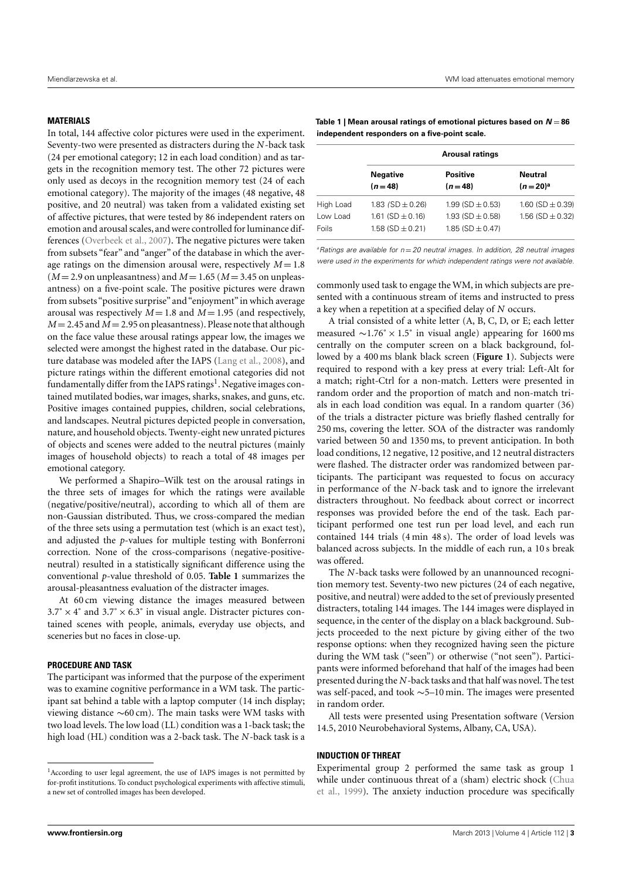### MATERIALS

In total, 144 affective color pictures were used in the experiment. Seventy-two were presented as distracters during the *N*-back task (24 per emotional category; 12 in each load condition) and as targets in the recognition memory test. The other 72 pictures were only used as decoys in the recognition memory test (24 of each emotional category). The majority of the images (48 negative, 48 positive, and 20 neutral) was taken from a validated existing set of affective pictures, that were tested by 86 independent raters on emotion and arousal scales, and were controlled for luminance differences (Overbeek et al., 2007). The negative pictures were taken from subsets "fear" and "anger" of the database in which the average ratings on the dimension arousal were, respectively $M = 1.8$ ($M = 2.9$ on unpleasantness) and $M = 1.65$ ($M = 3.45$ on unpleasantness) on a five-point scale. The positive pictures were drawn from subsets "positive surprise" and "enjoyment" in which average arousal was respectively $M = 1.8$ and $M = 1.95$ (and respectively, $M = 2.45$ and $M = 2.95$ on pleasantness). Please note that although on the face value these arousal ratings appear low, the images we selected were amongst the highest rated in the database. Our picture database was modeled after the IAPS (Lang et al., 2008), and picture ratings within the different emotional categories did not fundamentally differ from the IAPS ratings[1]. Negative images contained mutilated bodies, war images, sharks, snakes, and guns, etc. Positive images contained puppies, children, social celebrations, and landscapes. Neutral pictures depicted people in conversation, nature, and household objects. Twenty-eight new unrated pictures of objects and scenes were added to the neutral pictures (mainly images of household objects) to reach a total of 48 images per emotional category.

We performed a Shapiro–Wilk test on the arousal ratings in the three sets of images for which the ratings were available (negative/positive/neutral), according to which all of them are non-Gaussian distributed. Thus, we cross-compared the median of the three sets using a permutation test (which is an exact test), and adjusted the *p*-values for multiple testing with Bonferroni correction. None of the cross-comparisons (negative-positive-neutral) resulted in a statistically significant difference using the conventional *p*-value threshold of 0.05. **Table 1** summarizes the arousal-pleasantness evaluation of the distracter images.

At 60 cm viewing distance the images measured between $3.7^\circ \times 4^\circ$ and $3.7^\circ \times 6.3^\circ$ in visual angle. Distracter pictures contained scenes with people, animals, everyday use objects, and sceneries but no faces in close-up.

**Table 1 | Mean arousal ratings of emotional pictures based on $N = 86$ independent responders on a five-point scale.**

| | Arousal ratings | | |
|---|---|---|---|
| | **Negative ($n = 48$)** | **Positive ($n = 48$)** | **Neutral ($n = 20$)[a]** |
| High Load | 1.83 (SD ± 0.26) | 1.99 (SD ± 0.53) | 1.60 (SD ± 0.39) |
| Low Load | 1.61 (SD ± 0.16) | 1.93 (SD ± 0.58) | 1.56 (SD ± 0.32) |
| Foils | 1.58 (SD ± 0.21) | 1.85 (SD ± 0.47) | |

[a] *Ratings are available for $n = 20$ neutral images. In addition, 28 neutral images were used in the experiments for which independent ratings were not available.*

### PROCEDURE AND TASK

The participant was informed that the purpose of the experiment was to examine cognitive performance in a WM task. The participant sat behind a table with a laptop computer (14 inch display; viewing distance ∼60 cm). The main tasks were WM tasks with two load levels. The low load (LL) condition was a 1-back task; the high load (HL) condition was a 2-back task. The *N*-back task is a commonly used task to engage the WM, in which subjects are presented with a continuous stream of items and instructed to press a key when a repetition at a specified delay of *N* occurs.

A trial consisted of a white letter (A, B, C, D, or E; each letter measured $\sim 1.76^\circ \times 1.5^\circ$ in visual angle) appearing for 1600 ms centrally on the computer screen on a black background, followed by a 400 ms blank black screen (**Figure 1**). Subjects were required to respond with a key press at every trial: Left-Alt for a match; right-Ctrl for a non-match. Letters were presented in random order and the proportion of match and non-match trials in each load condition was equal. In a random quarter (36) of the trials a distracter picture was briefly flashed centrally for 250 ms, covering the letter. SOA of the distracter was randomly varied between 50 and 1350 ms, to prevent anticipation. In both load conditions, 12 negative, 12 positive, and 12 neutral distracters were flashed. The distracter order was randomized between participants. The participant was requested to focus on accuracy in performance of the *N*-back task and to ignore the irrelevant distracters throughout. No feedback about correct or incorrect responses was provided before the end of the task. Each participant performed one test run per load level, and each run contained 144 trials (4 min 48 s). The order of load levels was balanced across subjects. In the middle of each run, a 10 s break was offered.

The *N*-back tasks were followed by an unannounced recognition memory test. Seventy-two new pictures (24 of each negative, positive, and neutral) were added to the set of previously presented distracters, totaling 144 images. The 144 images were displayed in sequence, in the center of the display on a black background. Subjects proceeded to the next picture by giving either of the two response options: when they recognized having seen the picture during the WM task ("seen") or otherwise ("not seen"). Participants were informed beforehand that half of the images had been presented during the *N*-back tasks and that half was novel. The test was self-paced, and took ∼5–10 min. The images were presented in random order.

All tests were presented using Presentation software (Version 14.5, 2010 Neurobehavioral Systems, Albany, CA, USA).

### INDUCTION OF THREAT

Experimental group 2 performed the same task as group 1 while under continuous threat of a (sham) electric shock (Chua et al., 1999). The anxiety induction procedure was specifically

[1] According to user legal agreement, the use of IAPS images is not permitted by for-profit institutions. To conduct psychological experiments with affective stimuli, a new set of controlled images has been developed.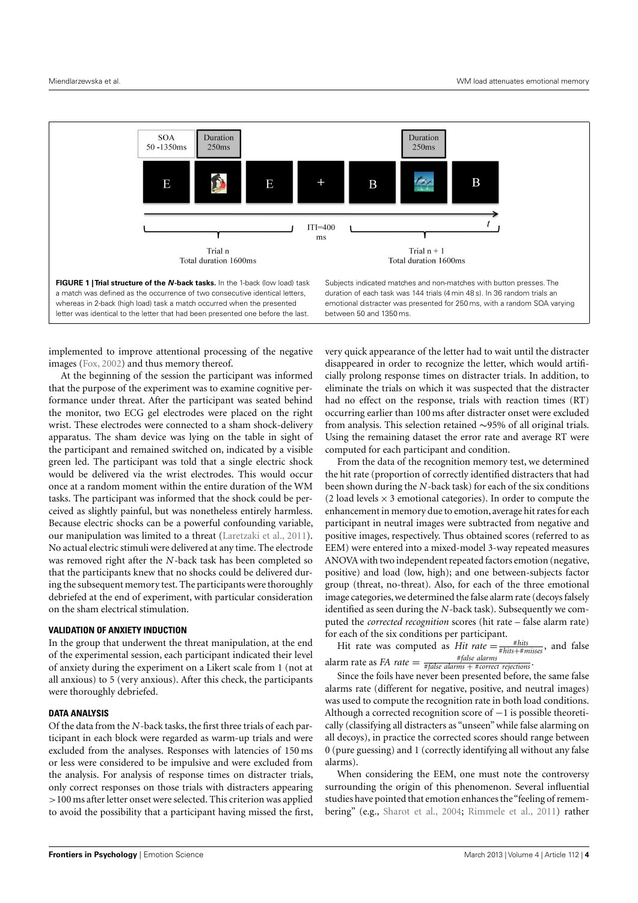**FIGURE 1 | Trial structure of the *N*-back tasks.** In the 1-back (low load) task a match was defined as the occurrence of two consecutive identical letters, whereas in 2-back (high load) task a match occurred when the presented letter was identical to the letter that had been presented one before the last. Subjects indicated matches and non-matches with button presses. The duration of each task was 144 trials (4 min 48 s). In 36 random trials an emotional distracter was presented for 250 ms, with a random SOA varying between 50 and 1350 ms.

implemented to improve attentional processing of the negative images (Fox, 2002) and thus memory thereof.

At the beginning of the session the participant was informed that the purpose of the experiment was to examine cognitive performance under threat. After the participant was seated behind the monitor, two ECG gel electrodes were placed on the right wrist. These electrodes were connected to a sham shock-delivery apparatus. The sham device was lying on the table in sight of the participant and remained switched on, indicated by a visible green led. The participant was told that a single electric shock would be delivered via the wrist electrodes. This would occur once at a random moment within the entire duration of the WM tasks. The participant was informed that the shock could be perceived as slightly painful, but was nonetheless entirely harmless. Because electric shocks can be a powerful confounding variable, our manipulation was limited to a threat (Laretzaki et al., 2011). No actual electric stimuli were delivered at any time. The electrode was removed right after the *N*-back task has been completed so that the participants knew that no shocks could be delivered during the subsequent memory test. The participants were thoroughly debriefed at the end of experiment, with particular consideration on the sham electrical stimulation.

### VALIDATION OF ANXIETY INDUCTION

In the group that underwent the threat manipulation, at the end of the experimental session, each participant indicated their level of anxiety during the experiment on a Likert scale from 1 (not at all anxious) to 5 (very anxious). After this check, the participants were thoroughly debriefed.

### DATA ANALYSIS

Of the data from the *N*-back tasks, the first three trials of each participant in each block were regarded as warm-up trials and were excluded from the analyses. Responses with latencies of 150 ms or less were considered to be impulsive and were excluded from the analysis. For analysis of response times on distracter trials, only correct responses on those trials with distracters appearing >100 ms after letter onset were selected. This criterion was applied to avoid the possibility that a participant having missed the first, very quick appearance of the letter had to wait until the distracter disappeared in order to recognize the letter, which would artificially prolong response times on distracter trials. In addition, to eliminate the trials on which it was suspected that the distracter had no effect on the response, trials with reaction times (RT) occurring earlier than 100 ms after distracter onset were excluded from analysis. This selection retained ∼95% of all original trials. Using the remaining dataset the error rate and average RT were computed for each participant and condition.

From the data of the recognition memory test, we determined the hit rate (proportion of correctly identified distracters that had been shown during the *N*-back task) for each of the six conditions (2 load levels × 3 emotional categories). In order to compute the enhancement in memory due to emotion, average hit rates for each participant in neutral images were subtracted from negative and positive images, respectively. Thus obtained scores (referred to as EEM) were entered into a mixed-model 3-way repeated measures ANOVA with two independent repeated factors emotion (negative, positive) and load (low, high); and one between-subjects factor group (threat, no-threat). Also, for each of the three emotional image categories, we determined the false alarm rate (decoys falsely identified as seen during the *N*-back task). Subsequently we computed the *corrected recognition* scores (hit rate – false alarm rate) for each of the six conditions per participant.

Hit rate was computed as $Hit\ rate = \frac{\#hits}{\#hits + \#misses}$, and false alarm rate as $FA\ rate = \frac{\#false\ alarms}{\#false\ alarms + \#correct\ rejections}$.

Since the foils have never been presented before, the same false alarms rate (different for negative, positive, and neutral images) was used to compute the recognition rate in both load conditions. Although a corrected recognition score of −1 is possible theoretically (classifying all distracters as "unseen" while false alarming on all decoys), in practice the corrected scores should range between 0 (pure guessing) and 1 (correctly identifying all without any false alarms).

When considering the EEM, one must note the controversy surrounding the origin of this phenomenon. Several influential studies have pointed that emotion enhances the "feeling of remembering" (e.g., Sharot et al., 2004; Rimmele et al., 2011) rather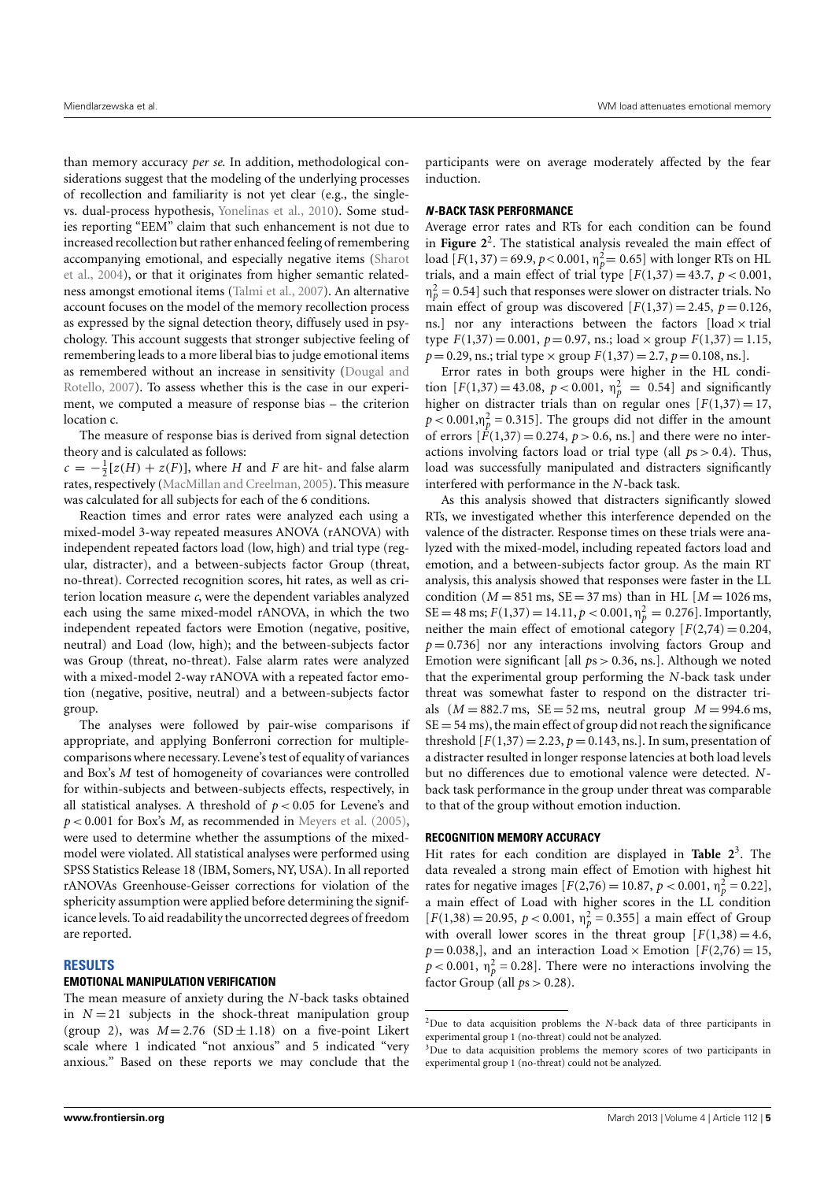than memory accuracy *per se*. In addition, methodological considerations suggest that the modeling of the underlying processes of recollection and familiarity is not yet clear (e.g., the single- vs. dual-process hypothesis, Yonelinas et al., 2010). Some studies reporting "EEM" claim that such enhancement is not due to increased recollection but rather enhanced feeling of remembering accompanying emotional, and especially negative items (Sharot et al., 2004), or that it originates from higher semantic relatedness amongst emotional items (Talmi et al., 2007). An alternative account focuses on the model of the memory recollection process as expressed by the signal detection theory, diffusely used in psychology. This account suggests that stronger subjective feeling of remembering leads to a more liberal bias to judge emotional items as remembered without an increase in sensitivity (Dougal and Rotello, 2007). To assess whether this is the case in our experiment, we computed a measure of response bias – the criterion location c.

The measure of response bias is derived from signal detection theory and is calculated as follows:
$c = -\frac{1}{2}[z(H) + z(F)]$, where $H$ and $F$ are hit- and false alarm rates, respectively (MacMillan and Creelman, 2005). This measure was calculated for all subjects for each of the 6 conditions.

Reaction times and error rates were analyzed each using a mixed-model 3-way repeated measures ANOVA (rANOVA) with independent repeated factors load (low, high) and trial type (regular, distracter), and a between-subjects factor Group (threat, no-threat). Corrected recognition scores, hit rates, as well as criterion location measure $c$, were the dependent variables analyzed each using the same mixed-model rANOVA, in which the two independent repeated factors were Emotion (negative, positive, neutral) and Load (low, high); and the between-subjects factor was Group (threat, no-threat). False alarm rates were analyzed with a mixed-model 2-way rANOVA with a repeated factor emotion (negative, positive, neutral) and a between-subjects factor group.

The analyses were followed by pair-wise comparisons if appropriate, and applying Bonferroni correction for multiple-comparisons where necessary. Levene's test of equality of variances and Box's $M$ test of homogeneity of covariances were controlled for within-subjects and between-subjects effects, respectively, in all statistical analyses. A threshold of $p < 0.05$ for Levene's and $p < 0.001$ for Box's $M$, as recommended in Meyers et al. (2005), were used to determine whether the assumptions of the mixed-model were violated. All statistical analyses were performed using SPSS Statistics Release 18 (IBM, Somers, NY, USA). In all reported rANOVAs Greenhouse-Geisser corrections for violation of the sphericity assumption were applied before determining the significance levels. To aid readability the uncorrected degrees of freedom are reported.

## RESULTS

### EMOTIONAL MANIPULATION VERIFICATION

The mean measure of anxiety during the $N$-back tasks obtained in $N = 21$ subjects in the shock-threat manipulation group (group 2), was $M = 2.76$ (SD $\pm$ 1.18) on a five-point Likert scale where 1 indicated "not anxious" and 5 indicated "very anxious." Based on these reports we may conclude that the participants were on average moderately affected by the fear induction.

### *N*-BACK TASK PERFORMANCE

Average error rates and RTs for each condition can be found in **Figure 2**[2]. The statistical analysis revealed the main effect of load [$F(1, 37) = 69.9$, $p < 0.001$, $\eta_p^2 = 0.65$] with longer RTs on HL trials, and a main effect of trial type [$F(1,37) = 43.7$, $p < 0.001$, $\eta_p^2 = 0.54$] such that responses were slower on distracter trials. No main effect of group was discovered [$F(1,37) = 2.45$, $p = 0.126$, ns.] nor any interactions between the factors [load $\times$ trial type $F(1,37) = 0.001$, $p = 0.97$, ns.; load $\times$ group $F(1,37) = 1.15$, $p = 0.29$, ns.; trial type $\times$ group $F(1,37) = 2.7$, $p = 0.108$, ns.].

Error rates in both groups were higher in the HL condition [$F(1,37) = 43.08$, $p < 0.001$, $\eta_p^2 = 0.54$] and significantly higher on distracter trials than on regular ones [$F(1,37) = 17$, $p < 0.001$, $\eta_p^2 = 0.315$]. The groups did not differ in the amount of errors [$F(1,37) = 0.274$, $p > 0.6$, ns.] and there were no interactions involving factors load or trial type (all $p$s $> 0.4$). Thus, load was successfully manipulated and distracters significantly interfered with performance in the $N$-back task.

As this analysis showed that distracters significantly slowed RTs, we investigated whether this interference depended on the valence of the distracter. Response times on these trials were analyzed with the mixed-model, including repeated factors load and emotion, and a between-subjects factor group. As the main RT analysis, this analysis showed that responses were faster in the LL condition ($M = 851$ ms, SE $= 37$ ms) than in HL [$M = 1026$ ms, SE $= 48$ ms; $F(1,37) = 14.11$, $p < 0.001$, $\eta_p^2 = 0.276$]. Importantly, neither the main effect of emotional category [$F(2,74) = 0.204$, $p = 0.736$] nor any interactions involving factors Group and Emotion were significant [all $p$s $> 0.36$, ns.]. Although we noted that the experimental group performing the $N$-back task under threat was somewhat faster to respond on the distracter trials ($M = 882.7$ ms, SE $= 52$ ms, neutral group $M = 994.6$ ms, SE $= 54$ ms), the main effect of group did not reach the significance threshold [$F(1,37) = 2.23$, $p = 0.143$, ns.]. In sum, presentation of a distracter resulted in longer response latencies at both load levels but no differences due to emotional valence were detected. $N$-back task performance in the group under threat was comparable to that of the group without emotion induction.

### RECOGNITION MEMORY ACCURACY

Hit rates for each condition are displayed in **Table 2**[3]. The data revealed a strong main effect of Emotion with highest hit rates for negative images [$F(2,76) = 10.87$, $p < 0.001$, $\eta_p^2 = 0.22$], a main effect of Load with higher scores in the LL condition [$F(1,38) = 20.95$, $p < 0.001$, $\eta_p^2 = 0.355$] a main effect of Group with overall lower scores in the threat group [$F(1,38) = 4.6$, $p = 0.038$,], and an interaction Load $\times$ Emotion [$F(2,76) = 15$, $p < 0.001$, $\eta_p^2 = 0.28$]. There were no interactions involving the factor Group (all $p$s $> 0.28$).

[2]Due to data acquisition problems the $N$-back data of three participants in experimental group 1 (no-threat) could not be analyzed.

[3]Due to data acquisition problems the memory scores of two participants in experimental group 1 (no-threat) could not be analyzed.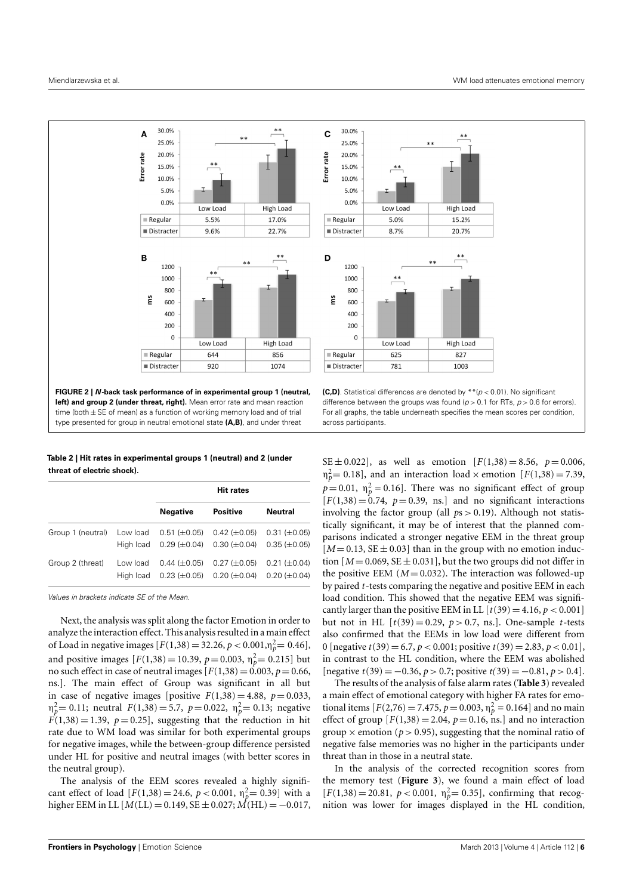**FIGURE 2 | *N*-back task performance of in experimental group 1 (neutral, left) and group 2 (under threat, right).** Mean error rate and mean reaction time (both ± SE of mean) as a function of working memory load and of trial type presented for group in neutral emotional state **(A,B)**, and under threat **(C,D)**. Statistical differences are denoted by **($p < 0.01$). No significant difference between the groups was found ($p > 0.1$ for RTs, $p > 0.6$ for errors). For all graphs, the table underneath specifies the mean scores per condition, across participants.

**Table 2 | Hit rates in experimental groups 1 (neutral) and 2 (under threat of electric shock).**

| | | Hit rates | | |
|---|---|---|---|---|
| | | **Negative** | **Positive** | **Neutral** |
| Group 1 (neutral) | Low load | 0.51 (±0.05) | 0.42 (±0.05) | 0.31 (±0.05) |
| | High load | 0.29 (±0.04) | 0.30 (±0.04) | 0.35 (±0.05) |
| Group 2 (threat) | Low load | 0.44 (±0.05) | 0.27 (±0.05) | 0.21 (±0.04) |
| | High load | 0.23 (±0.05) | 0.20 (±0.04) | 0.20 (±0.04) |

*Values in brackets indicate SE of the Mean.*

Next, the analysis was split along the factor Emotion in order to analyze the interaction effect. This analysis resulted in a main effect of Load in negative images [$F(1,38) = 32.26, p < 0.001, \eta_p^2 = 0.46$], and positive images [$F(1,38) = 10.39$, $p = 0.003$, $\eta_p^2 = 0.215$] but no such effect in case of neutral images [$F(1,38) = 0.003$, $p = 0.66$, ns.]. The main effect of Group was significant in all but in case of negative images [positive $F(1,38) = 4.88$, $p = 0.033$, $\eta_p^2 = 0.11$; neutral $F(1,38) = 5.7$, $p = 0.022$, $\eta_p^2 = 0.13$; negative $F(1,38) = 1.39$, $p = 0.25$], suggesting that the reduction in hit rate due to WM load was similar for both experimental groups for negative images, while the between-group difference persisted under HL for positive and neutral images (with better scores in the neutral group).

The analysis of the EEM scores revealed a highly significant effect of load [$F(1,38) = 24.6$, $p < 0.001$, $\eta_p^2 = 0.39$] with a higher EEM in LL [$M(\text{LL}) = 0.149$, $\text{SE} \pm 0.027$; $M(\text{HL}) = -0.017$, $\text{SE} \pm 0.022$], as well as emotion [$F(1,38) = 8.56$, $p = 0.006$, $\eta_p^2 = 0.18$], and an interaction load × emotion [$F(1,38) = 7.39$, $p = 0.01$, $\eta_p^2 = 0.16$]. There was no significant effect of group [$F(1,38) = 0.74$, $p = 0.39$, ns.] and no significant interactions involving the factor group (all $ps > 0.19$). Although not statistically significant, it may be of interest that the planned comparisons indicated a stronger negative EEM in the threat group [$M = 0.13$, $\text{SE} \pm 0.03$] than in the group with no emotion induction [$M = 0.069$, $\text{SE} \pm 0.031$], but the two groups did not differ in the positive EEM ($M = 0.032$). The interaction was followed-up by paired *t*-tests comparing the negative and positive EEM in each load condition. This showed that the negative EEM was significantly larger than the positive EEM in LL [$t(39) = 4.16$, $p < 0.001$] but not in HL [$t(39) = 0.29$, $p > 0.7$, ns.]. One-sample *t*-tests also confirmed that the EEMs in low load were different from 0 [negative $t(39) = 6.7$, $p < 0.001$; positive $t(39) = 2.83$, $p < 0.01$], in contrast to the HL condition, where the EEM was abolished [negative $t(39) = -0.36$, $p > 0.7$; positive $t(39) = -0.81$, $p > 0.4$].

The results of the analysis of false alarm rates (**Table 3**) revealed a main effect of emotional category with higher FA rates for emotional items [$F(2,76) = 7.475$, $p = 0.003$, $\eta_p^2 = 0.164$] and no main effect of group [$F(1,38) = 2.04$, $p = 0.16$, ns.] and no interaction group × emotion ($p > 0.95$), suggesting that the nominal ratio of negative false memories was no higher in the participants under threat than in those in a neutral state.

In the analysis of the corrected recognition scores from the memory test (**Figure 3**), we found a main effect of load [$F(1,38) = 20.81$, $p < 0.001$, $\eta_p^2 = 0.35$], confirming that recognition was lower for images displayed in the HL condition,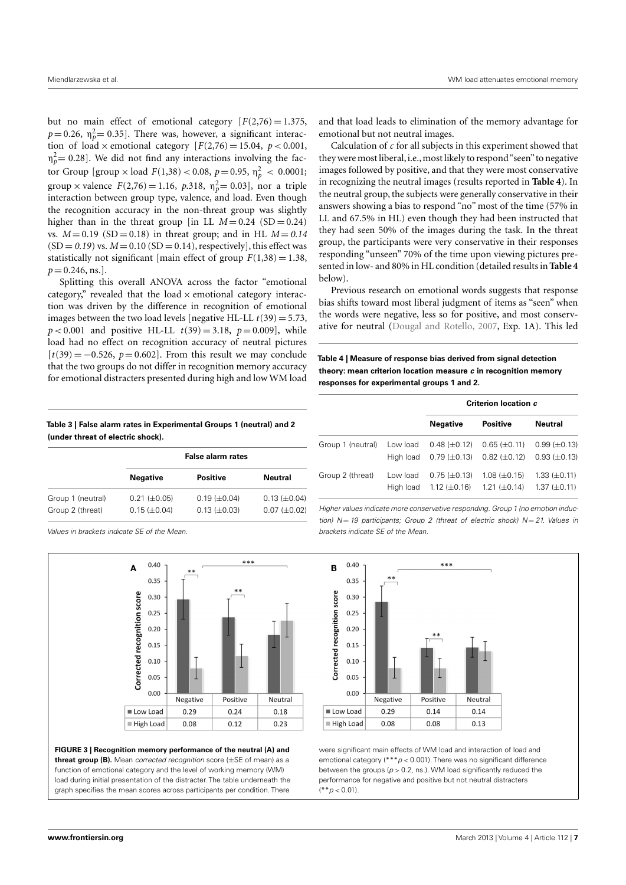but no main effect of emotional category [$F(2,76) = 1.375$, $p = 0.26$, $\eta_p^2 = 0.35$]. There was, however, a significant interaction of load × emotional category [$F(2,76) = 15.04$, $p < 0.001$, $\eta_p^2 = 0.28$]. We did not find any interactions involving the factor Group [group × load $F(1,38) < 0.08$, $p = 0.95$, $\eta_p^2 < 0.0001$; group × valence $F(2,76) = 1.16$, $p$.318, $\eta_p^2 = 0.03$], nor a triple interaction between group type, valence, and load. Even though the recognition accuracy in the non-threat group was slightly higher than in the threat group [in LL $M = 0.24$ (SD = 0.24) vs. $M = 0.19$ (SD = 0.18) in threat group; and in HL $M = 0.14$ (SD = *0.19*) vs. $M = 0.10$ (SD = 0.14), respectively], this effect was statistically not significant [main effect of group $F(1,38) = 1.38$, $p = 0.246$, ns.].

Splitting this overall ANOVA across the factor "emotional category," revealed that the load × emotional category interaction was driven by the difference in recognition of emotional images between the two load levels [negative HL-LL $t(39) = 5.73$, $p < 0.001$ and positive HL-LL $t(39) = 3.18$, $p = 0.009$], while load had no effect on recognition accuracy of neutral pictures [$t(39) = -0.526$, $p = 0.602$]. From this result we may conclude that the two groups do not differ in recognition memory accuracy for emotional distracters presented during high and low WM load and that load leads to elimination of the memory advantage for emotional but not neutral images.

Calculation of *c* for all subjects in this experiment showed that they were most liberal, i.e., most likely to respond "seen" to negative images followed by positive, and that they were most conservative in recognizing the neutral images (results reported in **Table 4**). In the neutral group, the subjects were generally conservative in their answers showing a bias to respond "no" most of the time (57% in LL and 67.5% in HL) even though they had been instructed that they had seen 50% of the images during the task. In the threat group, the participants were very conservative in their responses responding "unseen" 70% of the time upon viewing pictures presented in low- and 80% in HL condition (detailed results in **Table 4** below).

Previous research on emotional words suggests that response bias shifts toward most liberal judgment of items as "seen" when the words were negative, less so for positive, and most conservative for neutral (Dougal and Rotello, 2007, Exp. 1A). This led

**Table 3 | False alarm rates in Experimental Groups 1 (neutral) and 2 (under threat of electric shock).**

| | False alarm rates | | |
|---|---|---|---|
| | **Negative** | **Positive** | **Neutral** |
| Group 1 (neutral) | 0.21 (±0.05) | 0.19 (±0.04) | 0.13 (±0.04) |
| Group 2 (threat) | 0.15 (±0.04) | 0.13 (±0.03) | 0.07 (±0.02) |

*Values in brackets indicate SE of the Mean.*

**Table 4 | Measure of response bias derived from signal detection theory: mean criterion location measure *c* in recognition memory responses for experimental groups 1 and 2.**

| | | Criterion location *c* | | |
|---|---|---|---|---|
| | | **Negative** | **Positive** | **Neutral** |
| Group 1 (neutral) | Low load | 0.48 (±0.12) | 0.65 (±0.11) | 0.99 (±0.13) |
| | High load | 0.79 (±0.13) | 0.82 (±0.12) | 0.93 (±0.13) |
| Group 2 (threat) | Low load | 0.75 (±0.13) | 1.08 (±0.15) | 1.33 (±0.11) |
| | High load | 1.12 (±0.16) | 1.21 (±0.14) | 1.37 (±0.11) |

*Higher values indicate more conservative responding. Group 1 (no emotion induction) N = 19 participants; Group 2 (threat of electric shock) N = 21. Values in brackets indicate SE of the Mean.*

| A | Negative | Positive | Neutral |
|---|---|---|---|
| Low Load | 0.29 | 0.24 | 0.18 |
| High Load | 0.08 | 0.12 | 0.23 |

| B | Negative | Positive | Neutral |
|---|---|---|---|
| Low Load | 0.29 | 0.14 | 0.14 |
| High Load | 0.08 | 0.08 | 0.13 |

**FIGURE 3 | Recognition memory performance of the neutral (A) and threat group (B).** Mean *corrected recognition* score (±SE of mean) as a function of emotional category and the level of working memory (WM) load during initial presentation of the distracter. The table underneath the graph specifies the mean scores across participants per condition. There were significant main effects of WM load and interaction of load and emotional category (***$p < 0.001$). There was no significant difference between the groups ($p > 0.2$, ns.). WM load significantly reduced the performance for negative and positive but not neutral distracters (**$p < 0.01$).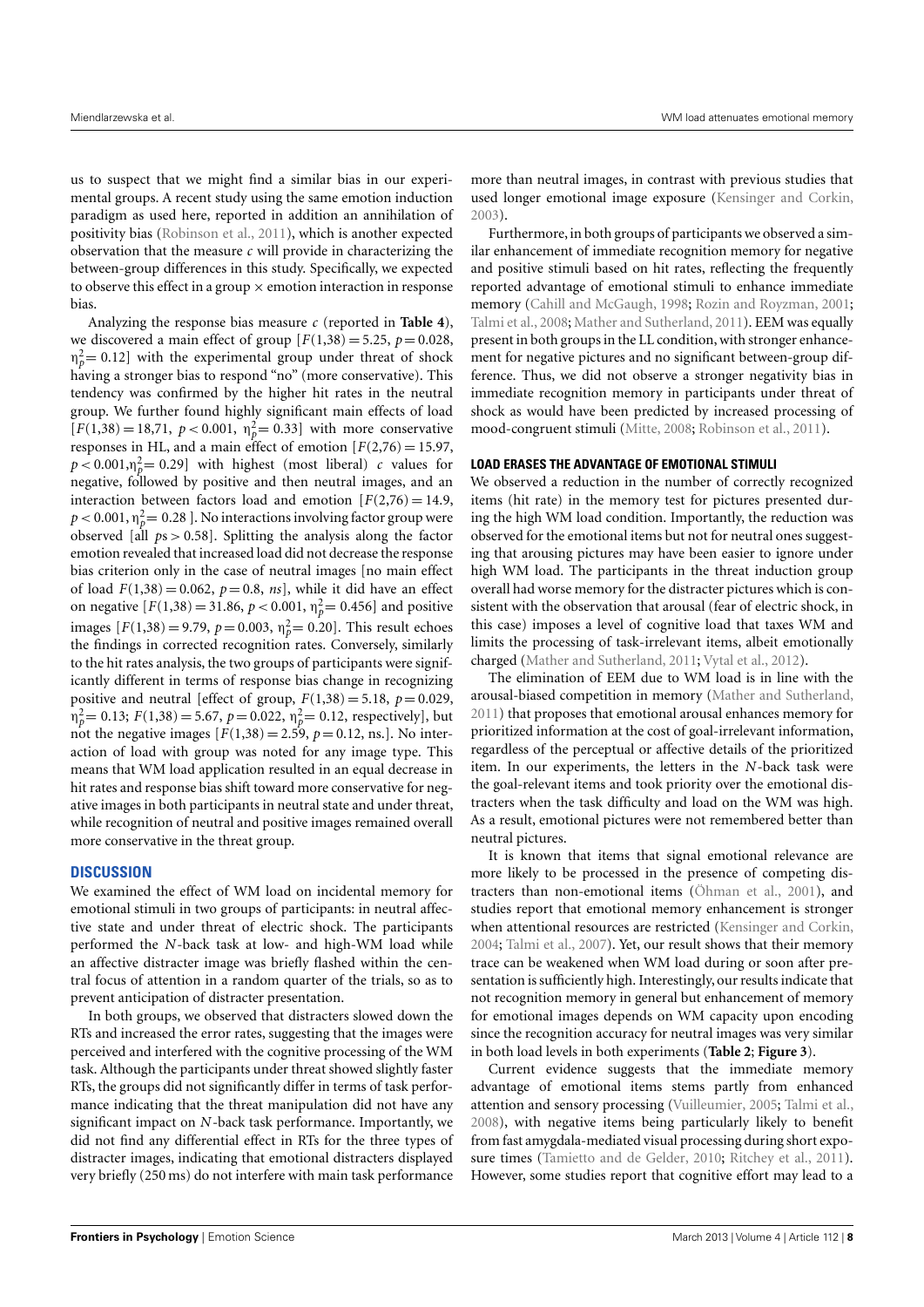us to suspect that we might find a similar bias in our experimental groups. A recent study using the same emotion induction paradigm as used here, reported in addition an annihilation of positivity bias (Robinson et al., 2011), which is another expected observation that the measure *c* will provide in characterizing the between-group differences in this study. Specifically, we expected to observe this effect in a group × emotion interaction in response bias.

Analyzing the response bias measure *c* (reported in **Table 4**), we discovered a main effect of group [$F(1,38) = 5.25$, $p = 0.028$, $\eta_p^2 = 0.12$] with the experimental group under threat of shock having a stronger bias to respond "no" (more conservative). This tendency was confirmed by the higher hit rates in the neutral group. We further found highly significant main effects of load [$F(1,38) = 18{,}71$, $p < 0.001$, $\eta_p^2 = 0.33$] with more conservative responses in HL, and a main effect of emotion [$F(2,76) = 15.97$, $p < 0.001$, $\eta_p^2 = 0.29$] with highest (most liberal) *c* values for negative, followed by positive and then neutral images, and an interaction between factors load and emotion [$F(2,76) = 14.9$, $p < 0.001$, $\eta_p^2 = 0.28$ ]. No interactions involving factor group were observed [all $ps > 0.58$]. Splitting the analysis along the factor emotion revealed that increased load did not decrease the response bias criterion only in the case of neutral images [no main effect of load $F(1,38) = 0.062$, $p = 0.8$, *ns*], while it did have an effect on negative [$F(1,38) = 31.86$, $p < 0.001$, $\eta_p^2 = 0.456$] and positive images [$F(1,38) = 9.79$, $p = 0.003$, $\eta_p^2 = 0.20$]. This result echoes the findings in corrected recognition rates. Conversely, similarly to the hit rates analysis, the two groups of participants were significantly different in terms of response bias change in recognizing positive and neutral [effect of group, $F(1,38) = 5.18$, $p = 0.029$, $\eta_p^2 = 0.13$; $F(1,38) = 5.67$, $p = 0.022$, $\eta_p^2 = 0.12$, respectively], but not the negative images [$F(1,38) = 2.59$, $p = 0.12$, ns.]. No interaction of load with group was noted for any image type. This means that WM load application resulted in an equal decrease in hit rates and response bias shift toward more conservative for negative images in both participants in neutral state and under threat, while recognition of neutral and positive images remained overall more conservative in the threat group.

## DISCUSSION

We examined the effect of WM load on incidental memory for emotional stimuli in two groups of participants: in neutral affective state and under threat of electric shock. The participants performed the *N*-back task at low- and high-WM load while an affective distracter image was briefly flashed within the central focus of attention in a random quarter of the trials, so as to prevent anticipation of distracter presentation.

In both groups, we observed that distracters slowed down the RTs and increased the error rates, suggesting that the images were perceived and interfered with the cognitive processing of the WM task. Although the participants under threat showed slightly faster RTs, the groups did not significantly differ in terms of task performance indicating that the threat manipulation did not have any significant impact on *N*-back task performance. Importantly, we did not find any differential effect in RTs for the three types of distracter images, indicating that emotional distracters displayed very briefly (250 ms) do not interfere with main task performance more than neutral images, in contrast with previous studies that used longer emotional image exposure (Kensinger and Corkin, 2003).

Furthermore, in both groups of participants we observed a similar enhancement of immediate recognition memory for negative and positive stimuli based on hit rates, reflecting the frequently reported advantage of emotional stimuli to enhance immediate memory (Cahill and McGaugh, 1998; Rozin and Royzman, 2001; Talmi et al., 2008; Mather and Sutherland, 2011). EEM was equally present in both groups in the LL condition, with stronger enhancement for negative pictures and no significant between-group difference. Thus, we did not observe a stronger negativity bias in immediate recognition memory in participants under threat of shock as would have been predicted by increased processing of mood-congruent stimuli (Mitte, 2008; Robinson et al., 2011).

### LOAD ERASES THE ADVANTAGE OF EMOTIONAL STIMULI

We observed a reduction in the number of correctly recognized items (hit rate) in the memory test for pictures presented during the high WM load condition. Importantly, the reduction was observed for the emotional items but not for neutral ones suggesting that arousing pictures may have been easier to ignore under high WM load. The participants in the threat induction group overall had worse memory for the distracter pictures which is consistent with the observation that arousal (fear of electric shock, in this case) imposes a level of cognitive load that taxes WM and limits the processing of task-irrelevant items, albeit emotionally charged (Mather and Sutherland, 2011; Vytal et al., 2012).

The elimination of EEM due to WM load is in line with the arousal-biased competition in memory (Mather and Sutherland, 2011) that proposes that emotional arousal enhances memory for prioritized information at the cost of goal-irrelevant information, regardless of the perceptual or affective details of the prioritized item. In our experiments, the letters in the *N*-back task were the goal-relevant items and took priority over the emotional distracters when the task difficulty and load on the WM was high. As a result, emotional pictures were not remembered better than neutral pictures.

It is known that items that signal emotional relevance are more likely to be processed in the presence of competing distracters than non-emotional items (Öhman et al., 2001), and studies report that emotional memory enhancement is stronger when attentional resources are restricted (Kensinger and Corkin, 2004; Talmi et al., 2007). Yet, our result shows that their memory trace can be weakened when WM load during or soon after presentation is sufficiently high. Interestingly, our results indicate that not recognition memory in general but enhancement of memory for emotional images depends on WM capacity upon encoding since the recognition accuracy for neutral images was very similar in both load levels in both experiments (**Table 2**; **Figure 3**).

Current evidence suggests that the immediate memory advantage of emotional items stems partly from enhanced attention and sensory processing (Vuilleumier, 2005; Talmi et al., 2008), with negative items being particularly likely to benefit from fast amygdala-mediated visual processing during short exposure times (Tamietto and de Gelder, 2010; Ritchey et al., 2011). However, some studies report that cognitive effort may lead to a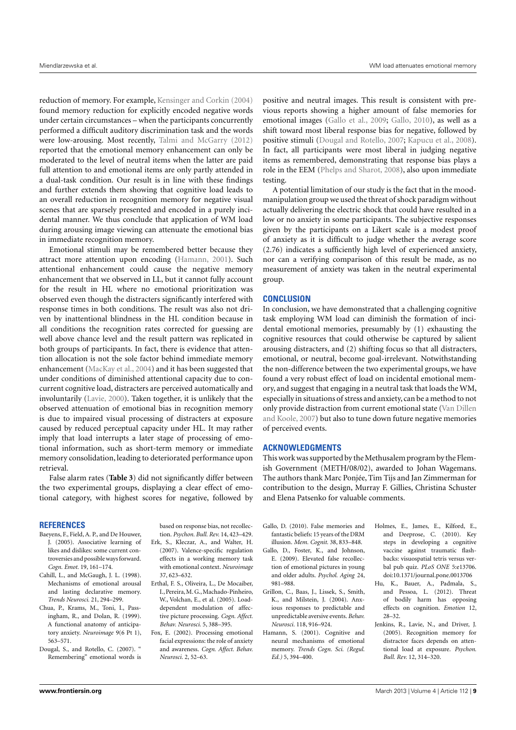reduction of memory. For example, Kensinger and Corkin (2004) found memory reduction for explicitly encoded negative words under certain circumstances – when the participants concurrently performed a difficult auditory discrimination task and the words were low-arousing. Most recently, Talmi and McGarry (2012) reported that the emotional memory enhancement can only be moderated to the level of neutral items when the latter are paid full attention to and emotional items are only partly attended in a dual-task condition. Our result is in line with these findings and further extends them showing that cognitive load leads to an overall reduction in recognition memory for negative visual scenes that are sparsely presented and encoded in a purely incidental manner. We thus conclude that application of WM load during arousing image viewing can attenuate the emotional bias in immediate recognition memory.

Emotional stimuli may be remembered better because they attract more attention upon encoding (Hamann, 2001). Such attentional enhancement could cause the negative memory enhancement that we observed in LL, but it cannot fully account for the result in HL where no emotional prioritization was observed even though the distracters significantly interfered with response times in both conditions. The result was also not driven by inattentional blindness in the HL condition because in all conditions the recognition rates corrected for guessing are well above chance level and the result pattern was replicated in both groups of participants. In fact, there is evidence that attention allocation is not the sole factor behind immediate memory enhancement (MacKay et al., 2004) and it has been suggested that under conditions of diminished attentional capacity due to concurrent cognitive load, distracters are perceived automatically and involuntarily (Lavie, 2000). Taken together, it is unlikely that the observed attenuation of emotional bias in recognition memory is due to impaired visual processing of distracters at exposure caused by reduced perceptual capacity under HL. It may rather imply that load interrupts a later stage of processing of emotional information, such as short-term memory or immediate memory consolidation, leading to deteriorated performance upon retrieval.

False alarm rates (**Table 3**) did not significantly differ between the two experimental groups, displaying a clear effect of emotional category, with highest scores for negative, followed by positive and neutral images. This result is consistent with previous reports showing a higher amount of false memories for emotional images (Gallo et al., 2009; Gallo, 2010), as well as a shift toward most liberal response bias for negative, followed by positive stimuli (Dougal and Rotello, 2007; Kapucu et al., 2008). In fact, all participants were most liberal in judging negative items as remembered, demonstrating that response bias plays a role in the EEM (Phelps and Sharot, 2008), also upon immediate testing.

A potential limitation of our study is the fact that in the mood-manipulation group we used the threat of shock paradigm without actually delivering the electric shock that could have resulted in a low or no anxiety in some participants. The subjective responses given by the participants on a Likert scale is a modest proof of anxiety as it is difficult to judge whether the average score (2.76) indicates a sufficiently high level of experienced anxiety, nor can a verifying comparison of this result be made, as no measurement of anxiety was taken in the neutral experimental group.

## CONCLUSION

In conclusion, we have demonstrated that a challenging cognitive task employing WM load can diminish the formation of incidental emotional memories, presumably by (1) exhausting the cognitive resources that could otherwise be captured by salient arousing distracters, and (2) shifting focus so that all distracters, emotional, or neutral, become goal-irrelevant. Notwithstanding the non-difference between the two experimental groups, we have found a very robust effect of load on incidental emotional memory, and suggest that engaging in a neutral task that loads the WM, especially in situations of stress and anxiety, can be a method to not only provide distraction from current emotional state (Van Dillen and Koole, 2007) but also to tune down future negative memories of perceived events.

## ACKNOWLEDGMENTS

This work was supported by the Methusalem program by the Flemish Government (METH/08/02), awarded to Johan Wagemans. The authors thank Marc Ponjée, Tim Tijs and Jan Zimmerman for contribution to the design, Murray F. Gillies, Christina Schuster and Elena Patsenko for valuable comments.

## REFERENCES

Baeyens, F., Field, A. P., and De Houwer, J. (2005). Associative learning of likes and dislikes: some current controversies and possible ways forward. *Cogn. Emot.* 19, 161–174.

Cahill, L., and McGaugh, J. L. (1998). Mechanisms of emotional arousal and lasting declarative memory. *Trends Neurosci.* 21, 294–299.

Chua, P., Krams, M., Toni, I., Passingham, R., and Dolan, R. (1999). A functional anatomy of anticipatory anxiety. *Neuroimage* 9(6 Pt 1), 563–571.

Dougal, S., and Rotello, C. (2007). " Remembering" emotional words is based on response bias, not recollection. *Psychon. Bull. Rev.* 14, 423–429.

Erk, S., Kleczar, A., and Walter, H. (2007). Valence-specific regulation effects in a working memory task with emotional context. *Neuroimage* 37, 623–632.

Erthal, F. S., Oliveira, L., De Mocaiber, I., Pereira, M. G., Machado-Pinheiro, W., Volchan, E., et al. (2005). Load-dependent modulation of affective picture processing. *Cogn. Affect. Behav. Neurosci.* 5, 388–395.

Fox, E. (2002). Processing emotional facial expressions: the role of anxiety and awareness. *Cogn. Affect. Behav. Neurosci.* 2, 52–63.

Gallo, D. (2010). False memories and fantastic beliefs: 15 years of the DRM illusion. *Mem. Cognit.* 38, 833–848.

Gallo, D., Foster, K., and Johnson, E. (2009). Elevated false recollection of emotional pictures in young and older adults. *Psychol. Aging* 24, 981–988.

Grillon, C., Baas, J., Lissek, S., Smith, K., and Milstein, J. (2004). Anxious responses to predictable and unpredictable aversive events. *Behav. Neurosci.* 118, 916–924.

Hamann, S. (2001). Cognitive and neural mechanisms of emotional memory. *Trends Cogn. Sci. (Regul. Ed.)* 5, 394–400.

Holmes, E., James, E., Kilford, E., and Deeprose, C. (2010). Key steps in developing a cognitive vaccine against traumatic flashbacks: visuospatial tetris versus verbal pub quiz. *PLoS ONE* 5:e13706. doi:10.1371/journal.pone.0013706

Hu, K., Bauer, A., Padmala, S., and Pessoa, L. (2012). Threat of bodily harm has opposing effects on cognition. *Emotion* 12, 28–32.

Jenkins, R., Lavie, N., and Driver, J. (2005). Recognition memory for distractor faces depends on attentional load at exposure. *Psychon. Bull. Rev.* 12, 314–320.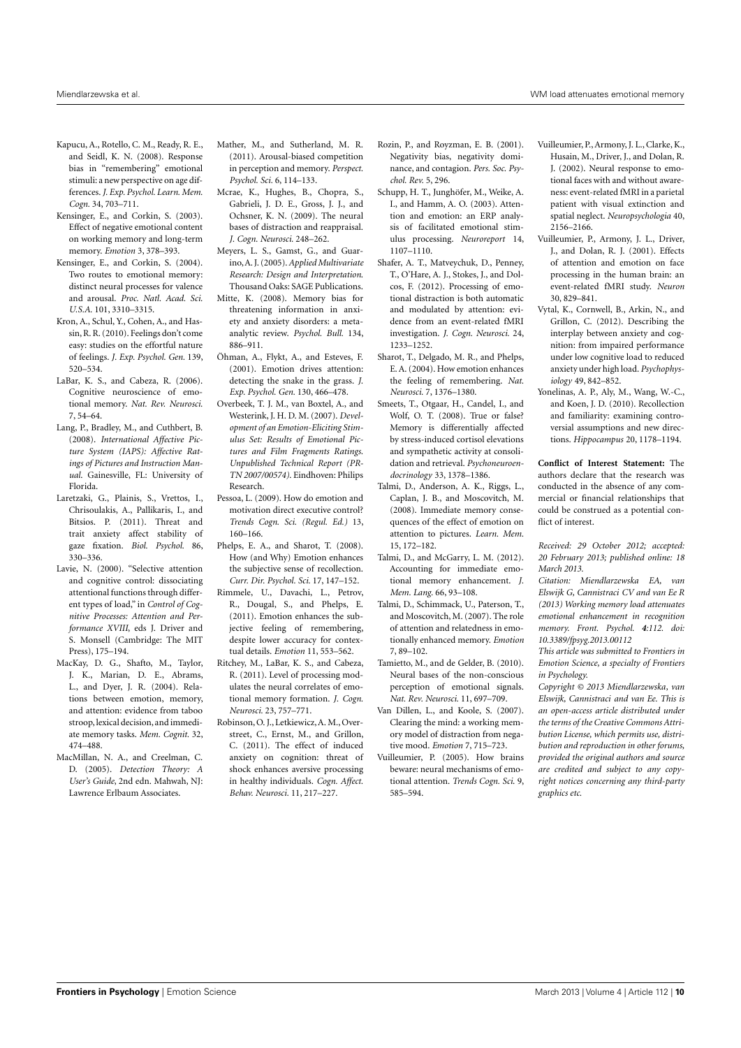Kapucu, A., Rotello, C. M., Ready, R. E., and Seidl, K. N. (2008). Response bias in "remembering" emotional stimuli: a new perspective on age differences. *J. Exp. Psychol. Learn. Mem. Cogn.* 34, 703–711.

Kensinger, E., and Corkin, S. (2003). Effect of negative emotional content on working memory and long-term memory. *Emotion* 3, 378–393.

Kensinger, E., and Corkin, S. (2004). Two routes to emotional memory: distinct neural processes for valence and arousal. *Proc. Natl. Acad. Sci. U.S.A.* 101, 3310–3315.

Kron, A., Schul, Y., Cohen, A., and Hassin, R. R. (2010). Feelings don't come easy: studies on the effortful nature of feelings. *J. Exp. Psychol. Gen.* 139, 520–534.

LaBar, K. S., and Cabeza, R. (2006). Cognitive neuroscience of emotional memory. *Nat. Rev. Neurosci.* 7, 54–64.

Lang, P., Bradley, M., and Cuthbert, B. (2008). *International Affective Picture System (IAPS): Affective Ratings of Pictures and Instruction Manual*. Gainesville, FL: University of Florida.

Laretzaki, G., Plainis, S., Vrettos, I., Chrisoulakis, A., Pallikaris, I., and Bitsios. P. (2011). Threat and trait anxiety affect stability of gaze fixation. *Biol. Psychol.* 86, 330–336.

Lavie, N. (2000). "Selective attention and cognitive control: dissociating attentional functions through different types of load," in *Control of Cognitive Processes: Attention and Performance XVIII*, eds J. Driver and S. Monsell (Cambridge: The MIT Press), 175–194.

MacKay, D. G., Shafto, M., Taylor, J. K., Marian, D. E., Abrams, L., and Dyer, J. R. (2004). Relations between emotion, memory, and attention: evidence from taboo stroop, lexical decision, and immediate memory tasks. *Mem. Cognit.* 32, 474–488.

MacMillan, N. A., and Creelman, C. D. (2005). *Detection Theory: A User's Guide*, 2nd edn. Mahwah, NJ: Lawrence Erlbaum Associates.

Mather, M., and Sutherland, M. R. (2011). Arousal-biased competition in perception and memory. *Perspect. Psychol. Sci.* 6, 114–133.

Mcrae, K., Hughes, B., Chopra, S., Gabrieli, J. D. E., Gross, J. J., and Ochsner, K. N. (2009). The neural bases of distraction and reappraisal. *J. Cogn. Neurosci.* 248–262.

Meyers, L. S., Gamst, G., and Guarino, A. J. (2005). *Applied Multivariate Research: Design and Interpretation*. Thousand Oaks: SAGE Publications.

Mitte, K. (2008). Memory bias for threatening information in anxiety and anxiety disorders: a meta-analytic review. *Psychol. Bull.* 134, 886–911.

Öhman, A., Flykt, A., and Esteves, F. (2001). Emotion drives attention: detecting the snake in the grass. *J. Exp. Psychol. Gen.* 130, 466–478.

Overbeek, T. J. M., van Boxtel, A., and Westerink, J. H. D. M. (2007). *Development of an Emotion-Eliciting Stimulus Set: Results of Emotional Pictures and Film Fragments Ratings. Unpublished Technical Report (PR-TN 2007/00574)*. Eindhoven: Philips Research.

Pessoa, L. (2009). How do emotion and motivation direct executive control? *Trends Cogn. Sci. (Regul. Ed.)* 13, 160–166.

Phelps, E. A., and Sharot, T. (2008). How (and Why) Emotion enhances the subjective sense of recollection. *Curr. Dir. Psychol. Sci.* 17, 147–152.

Rimmele, U., Davachi, L., Petrov, R., Dougal, S., and Phelps, E. (2011). Emotion enhances the subjective feeling of remembering, despite lower accuracy for contextual details. *Emotion* 11, 553–562.

Ritchey, M., LaBar, K. S., and Cabeza, R. (2011). Level of processing modulates the neural correlates of emotional memory formation. *J. Cogn. Neurosci.* 23, 757–771.

Robinson, O. J., Letkiewicz, A. M., Overstreet, C., Ernst, M., and Grillon, C. (2011). The effect of induced anxiety on cognition: threat of shock enhances aversive processing in healthy individuals. *Cogn. Affect. Behav. Neurosci.* 11, 217–227.

Rozin, P., and Royzman, E. B. (2001). Negativity bias, negativity dominance, and contagion. *Pers. Soc. Psychol. Rev.* 5, 296.

Schupp, H. T., Junghöfer, M., Weike, A. I., and Hamm, A. O. (2003). Attention and emotion: an ERP analysis of facilitated emotional stimulus processing. *Neuroreport* 14, 1107–1110.

Shafer, A. T., Matveychuk, D., Penney, T., O'Hare, A. J., Stokes, J., and Dolcos, F. (2012). Processing of emotional distraction is both automatic and modulated by attention: evidence from an event-related fMRI investigation. *J. Cogn. Neurosci.* 24, 1233–1252.

Sharot, T., Delgado, M. R., and Phelps, E. A. (2004). How emotion enhances the feeling of remembering. *Nat. Neurosci.* 7, 1376–1380.

Smeets, T., Otgaar, H., Candel, I., and Wolf, O. T. (2008). True or false? Memory is differentially affected by stress-induced cortisol elevations and sympathetic activity at consolidation and retrieval. *Psychoneuroendocrinology* 33, 1378–1386.

Talmi, D., Anderson, A. K., Riggs, L., Caplan, J. B., and Moscovitch, M. (2008). Immediate memory consequences of the effect of emotion on attention to pictures. *Learn. Mem.* 15, 172–182.

Talmi, D., and McGarry, L. M. (2012). Accounting for immediate emotional memory enhancement. *J. Mem. Lang.* 66, 93–108.

Talmi, D., Schimmack, U., Paterson, T., and Moscovitch, M. (2007). The role of attention and relatedness in emotionally enhanced memory. *Emotion* 7, 89–102.

Tamietto, M., and de Gelder, B. (2010). Neural bases of the non-conscious perception of emotional signals. *Nat. Rev. Neurosci.* 11, 697–709.

Van Dillen, L., and Koole, S. (2007). Clearing the mind: a working memory model of distraction from negative mood. *Emotion* 7, 715–723.

Vuilleumier, P. (2005). How brains beware: neural mechanisms of emotional attention. *Trends Cogn. Sci.* 9, 585–594.

Vuilleumier, P., Armony, J. L., Clarke, K., Husain, M., Driver, J., and Dolan, R. J. (2002). Neural response to emotional faces with and without awareness: event-related fMRI in a parietal patient with visual extinction and spatial neglect. *Neuropsychologia* 40, 2156–2166.

Vuilleumier, P., Armony, J. L., Driver, J., and Dolan, R. J. (2001). Effects of attention and emotion on face processing in the human brain: an event-related fMRI study. *Neuron* 30, 829–841.

Vytal, K., Cornwell, B., Arkin, N., and Grillon, C. (2012). Describing the interplay between anxiety and cognition: from impaired performance under low cognitive load to reduced anxiety under high load. *Psychophysiology* 49, 842–852.

Yonelinas, A. P., Aly, M., Wang, W.-C., and Koen, J. D. (2010). Recollection and familiarity: examining controversial assumptions and new directions. *Hippocampus* 20, 1178–1194.

**Conflict of Interest Statement:** The authors declare that the research was conducted in the absence of any commercial or financial relationships that could be construed as a potential conflict of interest.

*Received: 29 October 2012; accepted: 20 February 2013; published online: 18 March 2013.*

*Citation: Miendlarzewska EA, van Elswijk G, Cannistraci CV and van Ee R (2013) Working memory load attenuates emotional enhancement in recognition memory. Front. Psychol.* ***4****:112. doi: 10.3389/fpsyg.2013.00112*

*This article was submitted to Frontiers in Emotion Science, a specialty of Frontiers in Psychology.*

*Copyright © 2013 Miendlarzewska, van Elswijk, Cannistraci and van Ee. This is an open-access article distributed under the terms of the Creative Commons Attribution License, which permits use, distribution and reproduction in other forums, provided the original authors and source are credited and subject to any copyright notices concerning any third-party graphics etc.*